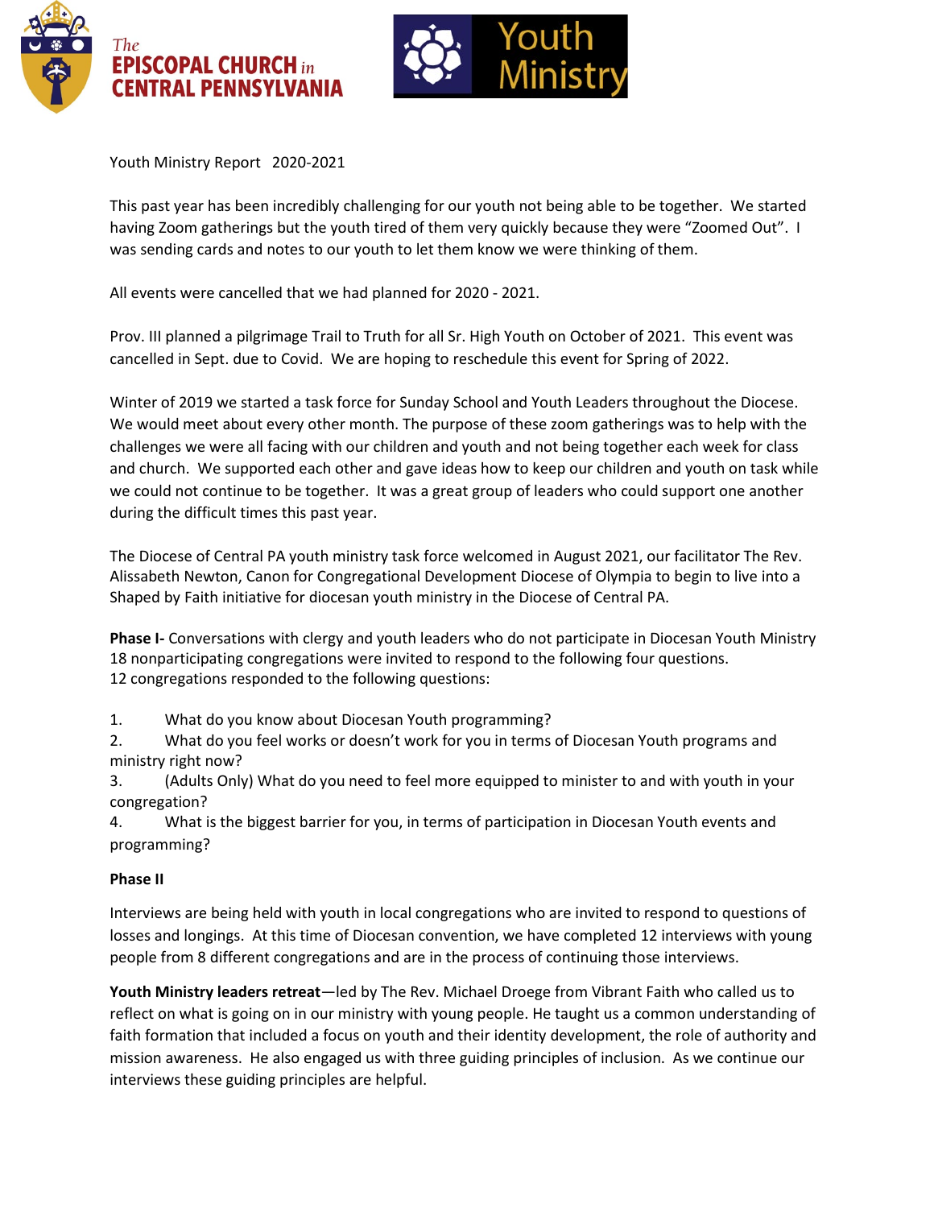The EPISCOPAL CHURCH in CENTRAL PENNSYLVANIA

Youth Ministry

Youth Ministry Report 2020-2021

This past year has been incredibly challenging for our youth not being able to be together. We started having Zoom gatherings but the youth tired of them very quickly because they were "Zoomed Out". I was sending cards and notes to our youth to let them know we were thinking of them.

All events were cancelled that we had planned for 2020 - 2021.

Prov. III planned a pilgrimage Trail to Truth for all Sr. High Youth on October of 2021. This event was cancelled in Sept. due to Covid. We are hoping to reschedule this event for Spring of 2022.

Winter of 2019 we started a task force for Sunday School and Youth Leaders throughout the Diocese. We would meet about every other month. The purpose of these zoom gatherings was to help with the challenges we were all facing with our children and youth and not being together each week for class and church. We supported each other and gave ideas how to keep our children and youth on task while we could not continue to be together. It was a great group of leaders who could support one another during the difficult times this past year.

The Diocese of Central PA youth ministry task force welcomed in August 2021, our facilitator The Rev. Alissabeth Newton, Canon for Congregational Development Diocese of Olympia to begin to live into a Shaped by Faith initiative for diocesan youth ministry in the Diocese of Central PA.

**Phase I-** Conversations with clergy and youth leaders who do not participate in Diocesan Youth Ministry
18 nonparticipating congregations were invited to respond to the following four questions.
12 congregations responded to the following questions:

1. What do you know about Diocesan Youth programming?
2. What do you feel works or doesn't work for you in terms of Diocesan Youth programs and ministry right now?
3. (Adults Only) What do you need to feel more equipped to minister to and with youth in your congregation?
4. What is the biggest barrier for you, in terms of participation in Diocesan Youth events and programming?

**Phase II**

Interviews are being held with youth in local congregations who are invited to respond to questions of losses and longings. At this time of Diocesan convention, we have completed 12 interviews with young people from 8 different congregations and are in the process of continuing those interviews.

**Youth Ministry leaders retreat**—led by The Rev. Michael Droege from Vibrant Faith who called us to reflect on what is going on in our ministry with young people. He taught us a common understanding of faith formation that included a focus on youth and their identity development, the role of authority and mission awareness. He also engaged us with three guiding principles of inclusion. As we continue our interviews these guiding principles are helpful.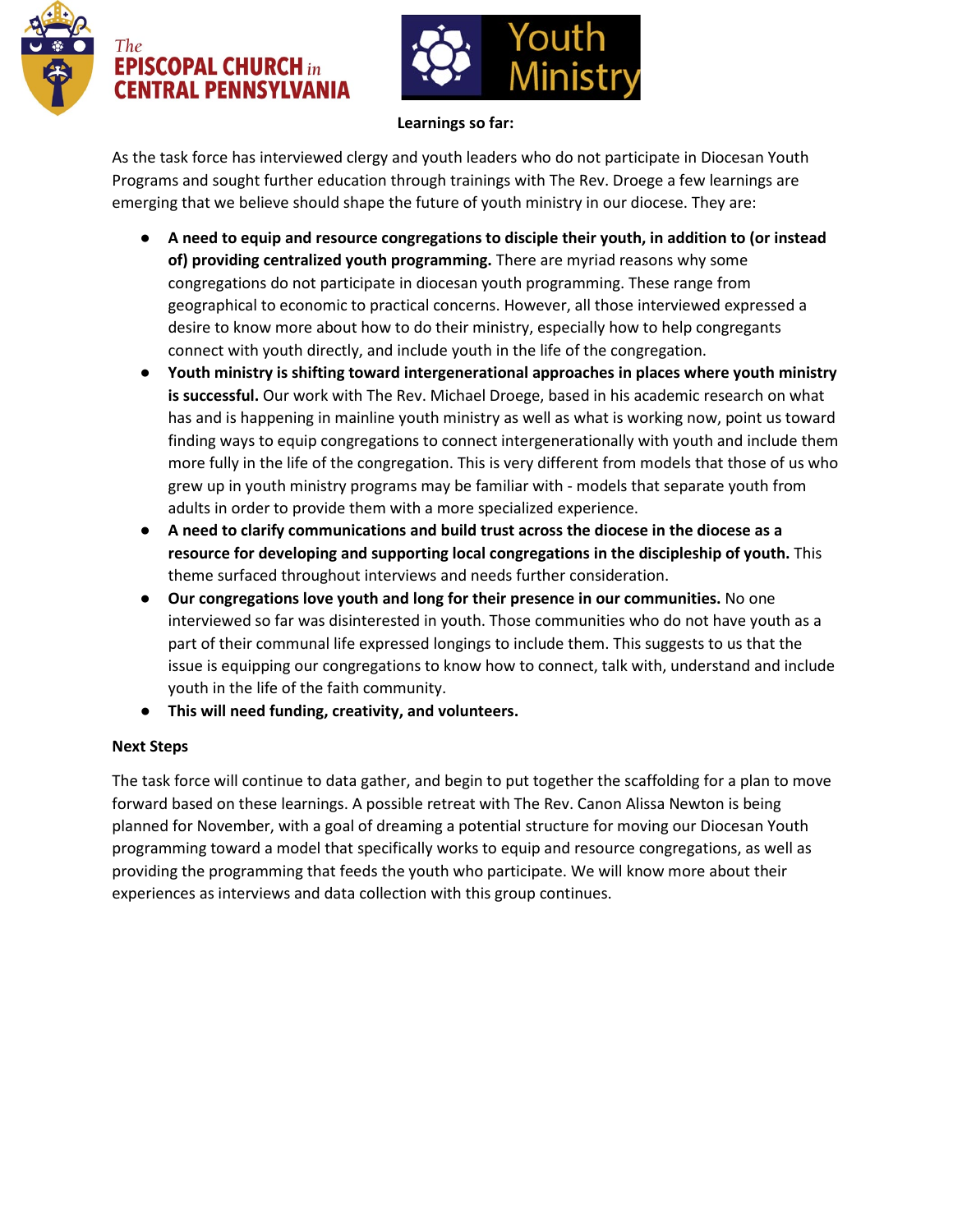**Learnings so far:**

As the task force has interviewed clergy and youth leaders who do not participate in Diocesan Youth Programs and sought further education through trainings with The Rev. Droege a few learnings are emerging that we believe should shape the future of youth ministry in our diocese. They are:

- **A need to equip and resource congregations to disciple their youth, in addition to (or instead of) providing centralized youth programming.** There are myriad reasons why some congregations do not participate in diocesan youth programming. These range from geographical to economic to practical concerns. However, all those interviewed expressed a desire to know more about how to do their ministry, especially how to help congregants connect with youth directly, and include youth in the life of the congregation.
- **Youth ministry is shifting toward intergenerational approaches in places where youth ministry is successful.** Our work with The Rev. Michael Droege, based in his academic research on what has and is happening in mainline youth ministry as well as what is working now, point us toward finding ways to equip congregations to connect intergenerationally with youth and include them more fully in the life of the congregation. This is very different from models that those of us who grew up in youth ministry programs may be familiar with - models that separate youth from adults in order to provide them with a more specialized experience.
- **A need to clarify communications and build trust across the diocese in the diocese as a resource for developing and supporting local congregations in the discipleship of youth.** This theme surfaced throughout interviews and needs further consideration.
- **Our congregations love youth and long for their presence in our communities.** No one interviewed so far was disinterested in youth. Those communities who do not have youth as a part of their communal life expressed longings to include them. This suggests to us that the issue is equipping our congregations to know how to connect, talk with, understand and include youth in the life of the faith community.
- **This will need funding, creativity, and volunteers.**

**Next Steps**

The task force will continue to data gather, and begin to put together the scaffolding for a plan to move forward based on these learnings. A possible retreat with The Rev. Canon Alissa Newton is being planned for November, with a goal of dreaming a potential structure for moving our Diocesan Youth programming toward a model that specifically works to equip and resource congregations, as well as providing the programming that feeds the youth who participate. We will know more about their experiences as interviews and data collection with this group continues.